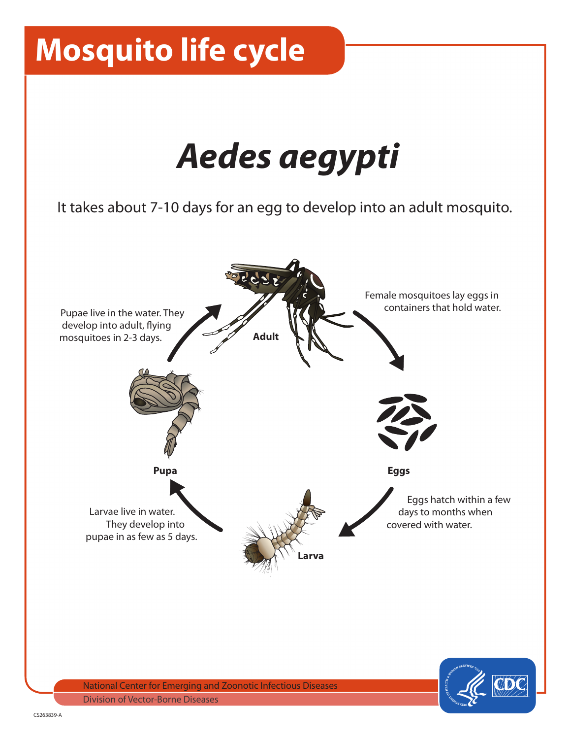# Mosquito life cycle

## *Aedes aegypti*

It takes about 7-10 days for an egg to develop into an adult mosquito.

**Adult**

Female mosquitoes lay eggs in containers that hold water.

**Eggs**

Eggs hatch within a few days to months when covered with water.

**Larva**

Larvae live in water. They develop into pupae in as few as 5 days.

**Pupa**

Pupae live in the water. They develop into adult, flying mosquitoes in 2-3 days.

National Center for Emerging and Zoonotic Infectious Diseases

Division of Vector-Borne Diseases

CS263839-A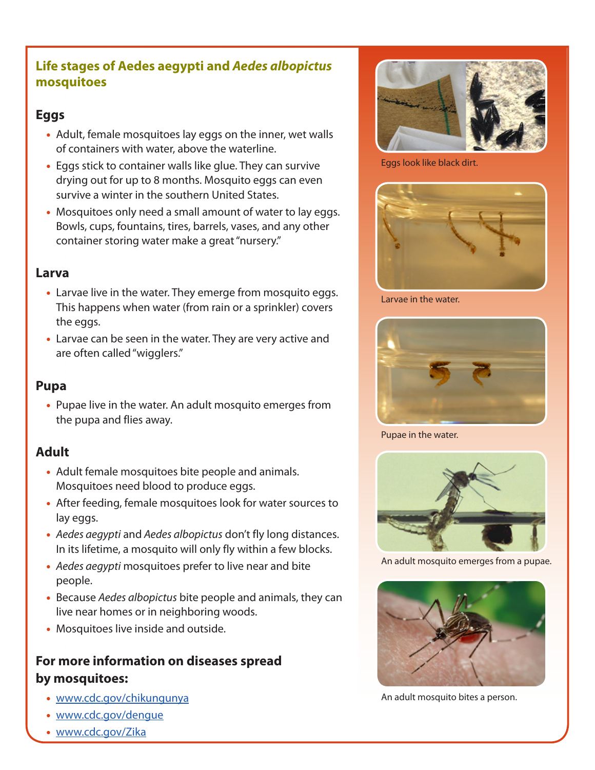## Life stages of Aedes aegypti and *Aedes albopictus* mosquitoes

### Eggs

- Adult, female mosquitoes lay eggs on the inner, wet walls of containers with water, above the waterline.
- Eggs stick to container walls like glue. They can survive drying out for up to 8 months. Mosquito eggs can even survive a winter in the southern United States.
- Mosquitoes only need a small amount of water to lay eggs. Bowls, cups, fountains, tires, barrels, vases, and any other container storing water make a great "nursery."

### Larva

- Larvae live in the water. They emerge from mosquito eggs. This happens when water (from rain or a sprinkler) covers the eggs.
- Larvae can be seen in the water. They are very active and are often called "wigglers."

### Pupa

- Pupae live in the water. An adult mosquito emerges from the pupa and flies away.

### Adult

- Adult female mosquitoes bite people and animals. Mosquitoes need blood to produce eggs.
- After feeding, female mosquitoes look for water sources to lay eggs.
- *Aedes aegypti* and *Aedes albopictus* don't fly long distances. In its lifetime, a mosquito will only fly within a few blocks.
- *Aedes aegypti* mosquitoes prefer to live near and bite people.
- Because *Aedes albopictus* bite people and animals, they can live near homes or in neighboring woods.
- Mosquitoes live inside and outside.

### For more information on diseases spread by mosquitoes:

- www.cdc.gov/chikungunya
- www.cdc.gov/dengue
- www.cdc.gov/Zika

Eggs look like black dirt.

Larvae in the water.

Pupae in the water.

An adult mosquito emerges from a pupae.

An adult mosquito bites a person.